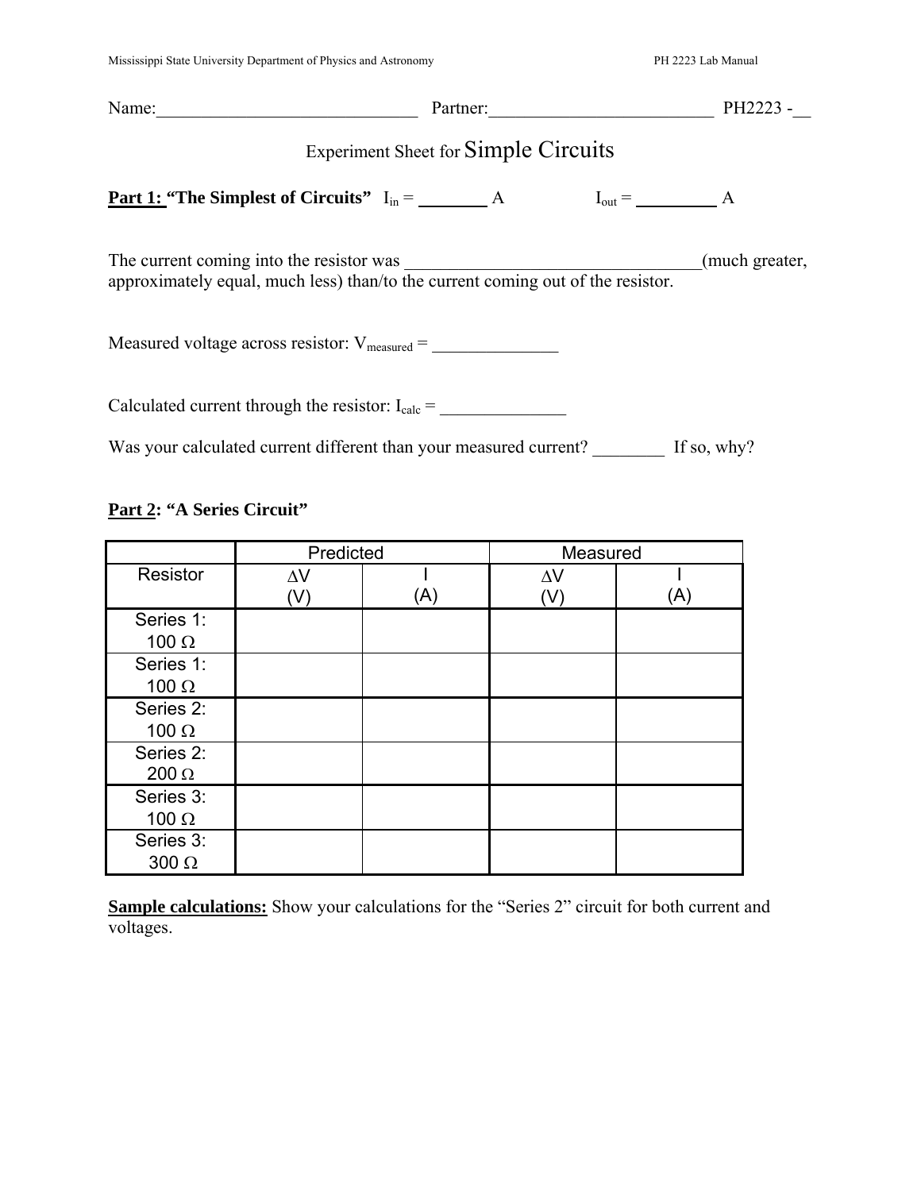Name:______________________________ Partner:__________________________ PH2223 -__

## Experiment Sheet for Simple Circuits

**Part 1: "The Simplest of Circuits"** $I_{in}$ = ________ A $I_{out}$ = _________ A

The current coming into the resistor was _________________________________(much greater, approximately equal, much less) than/to the current coming out of the resistor.

Measured voltage across resistor: $V_{measured}$ = _______________

Calculated current through the resistor: $I_{calc}$ = _______________

Was your calculated current different than your measured current? ________ If so, why?

**Part 2: "A Series Circuit"**

| | Predicted | | Measured | |
|---|---|---|---|---|
| Resistor | ΔV (V) | I (A) | ΔV (V) | I (A) |
| Series 1: 100 Ω | | | | |
| Series 1: 100 Ω | | | | |
| Series 2: 100 Ω | | | | |
| Series 2: 200 Ω | | | | |
| Series 3: 100 Ω | | | | |
| Series 3: 300 Ω | | | | |

**Sample calculations:** Show your calculations for the "Series 2" circuit for both current and voltages.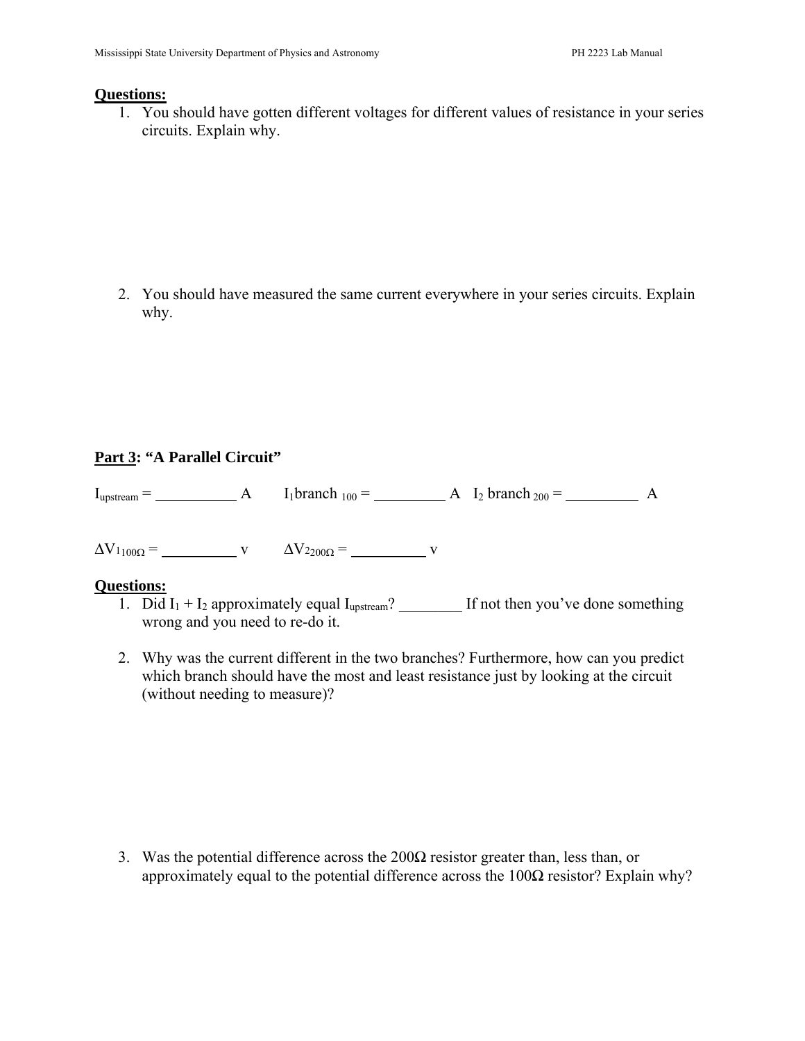**Questions:**

1. You should have gotten different voltages for different values of resistance in your series circuits. Explain why.

2. You should have measured the same current everywhere in your series circuits. Explain why.

**Part 3: "A Parallel Circuit"**

$I_{upstream}$ = __________ A  $I_1$branch $_{100}$ = _________ A  $I_2$ branch $_{200}$ = _________ A

$\Delta V1_{100\Omega}$ = __________ v  $\Delta V2_{200\Omega}$ = __________ v

**Questions:**

1. Did $I_1 + I_2$ approximately equal $I_{upstream}$? ________ If not then you've done something wrong and you need to re-do it.

2. Why was the current different in the two branches? Furthermore, how can you predict which branch should have the most and least resistance just by looking at the circuit (without needing to measure)?

3. Was the potential difference across the 200Ω resistor greater than, less than, or approximately equal to the potential difference across the 100Ω resistor? Explain why?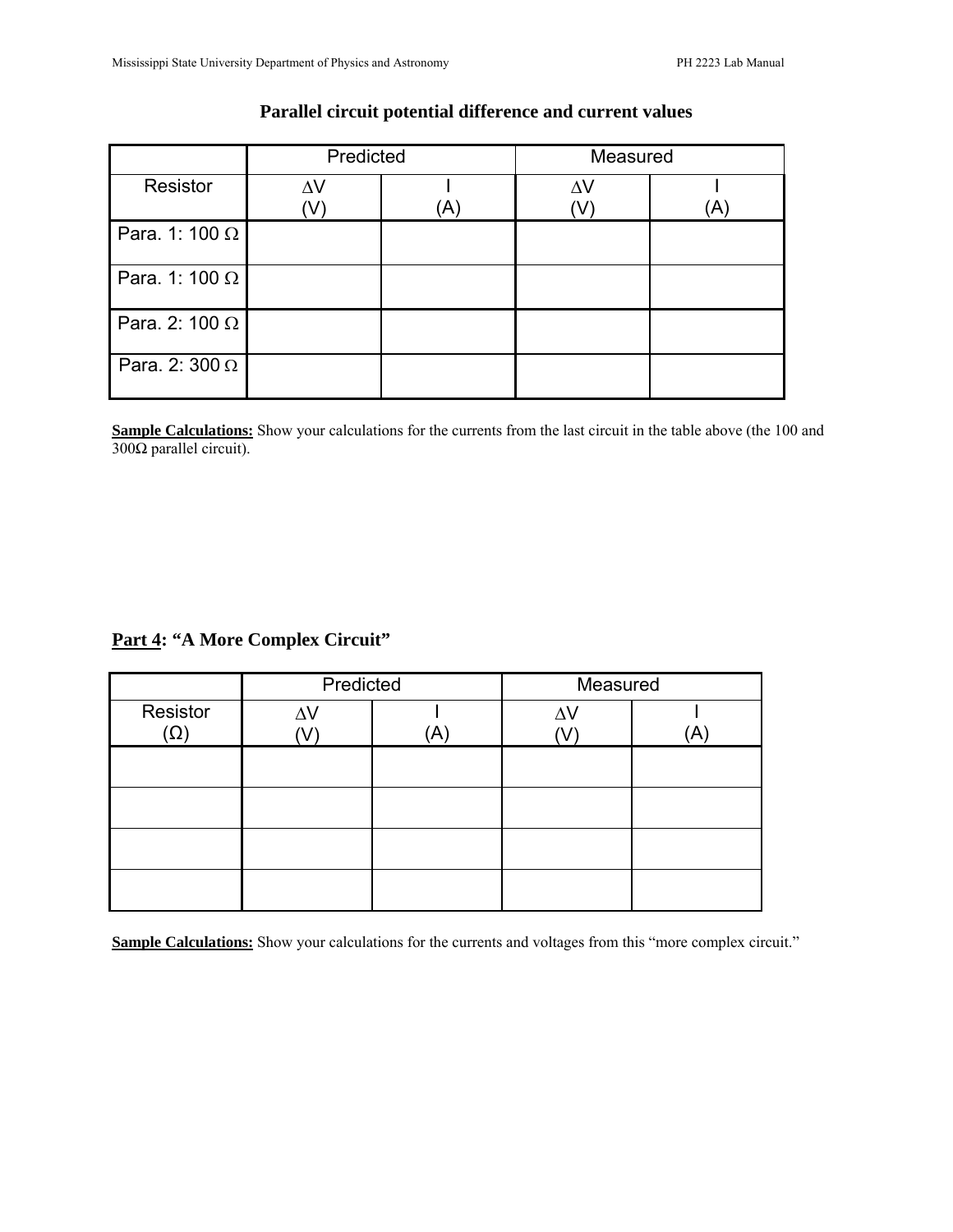## Parallel circuit potential difference and current values

| | Predicted | | Measured | |
|---|---|---|---|---|
| Resistor | $\Delta V$ (V) | I (A) | $\Delta V$ (V) | I (A) |
| Para. 1: 100 Ω | | | | |
| Para. 1: 100 Ω | | | | |
| Para. 2: 100 Ω | | | | |
| Para. 2: 300 Ω | | | | |

**Sample Calculations:** Show your calculations for the currents from the last circuit in the table above (the 100 and 300Ω parallel circuit).

## Part 4: "A More Complex Circuit"

| | Predicted | | Measured | |
|---|---|---|---|---|
| Resistor (Ω) | $\Delta V$ (V) | I (A) | $\Delta V$ (V) | I (A) |
| | | | | |
| | | | | |
| | | | | |
| | | | | |

**Sample Calculations:** Show your calculations for the currents and voltages from this "more complex circuit."